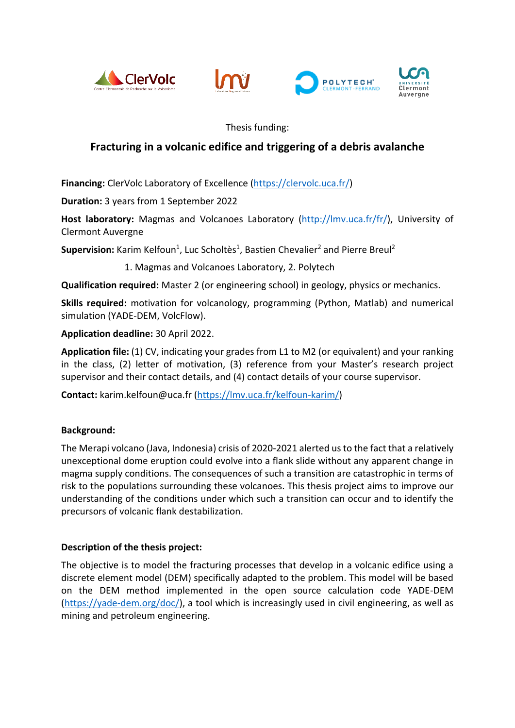Thesis funding:

# Fracturing in a volcanic edifice and triggering of a debris avalanche

**Financing:** ClerVolc Laboratory of Excellence (https://clervolc.uca.fr/)

**Duration:** 3 years from 1 September 2022

**Host laboratory:** Magmas and Volcanoes Laboratory (http://lmv.uca.fr/fr/), University of Clermont Auvergne

**Supervision:** Karim Kelfoun[1], Luc Scholtès[1], Bastien Chevalier[2] and Pierre Breul[2]

1. Magmas and Volcanoes Laboratory, 2. Polytech

**Qualification required:** Master 2 (or engineering school) in geology, physics or mechanics.

**Skills required:** motivation for volcanology, programming (Python, Matlab) and numerical simulation (YADE-DEM, VolcFlow).

**Application deadline:** 30 April 2022.

**Application file:** (1) CV, indicating your grades from L1 to M2 (or equivalent) and your ranking in the class, (2) letter of motivation, (3) reference from your Master's research project supervisor and their contact details, and (4) contact details of your course supervisor.

**Contact:** karim.kelfoun@uca.fr (https://lmv.uca.fr/kelfoun-karim/)

**Background:**

The Merapi volcano (Java, Indonesia) crisis of 2020-2021 alerted us to the fact that a relatively unexceptional dome eruption could evolve into a flank slide without any apparent change in magma supply conditions. The consequences of such a transition are catastrophic in terms of risk to the populations surrounding these volcanoes. This thesis project aims to improve our understanding of the conditions under which such a transition can occur and to identify the precursors of volcanic flank destabilization.

**Description of the thesis project:**

The objective is to model the fracturing processes that develop in a volcanic edifice using a discrete element model (DEM) specifically adapted to the problem. This model will be based on the DEM method implemented in the open source calculation code YADE-DEM (https://yade-dem.org/doc/), a tool which is increasingly used in civil engineering, as well as mining and petroleum engineering.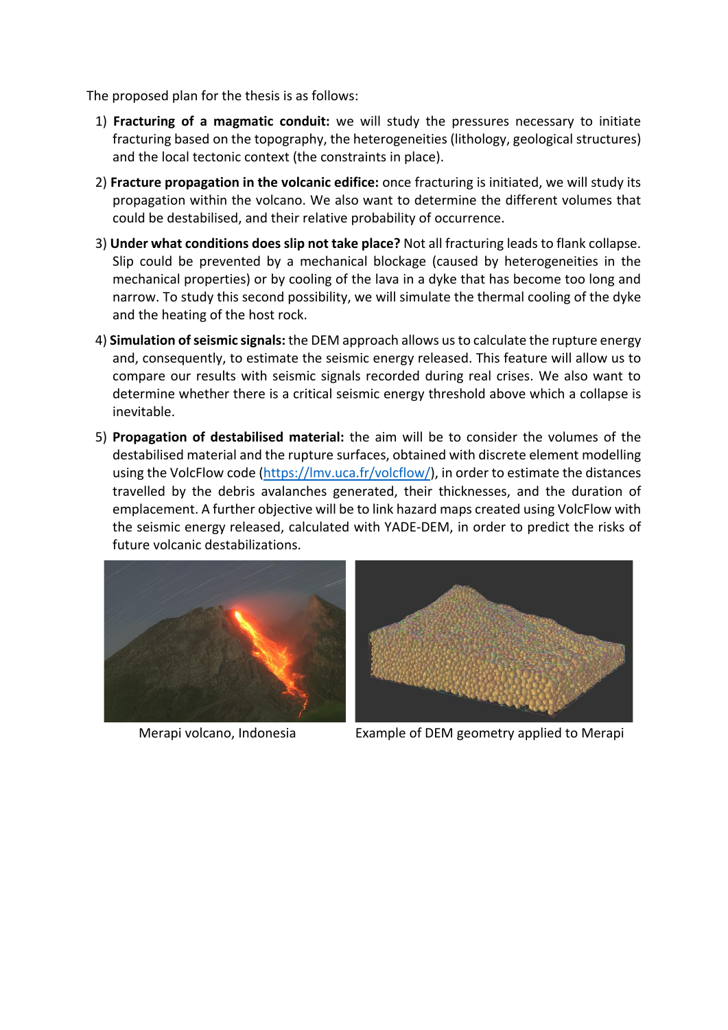The proposed plan for the thesis is as follows:

1) **Fracturing of a magmatic conduit:** we will study the pressures necessary to initiate fracturing based on the topography, the heterogeneities (lithology, geological structures) and the local tectonic context (the constraints in place).
2) **Fracture propagation in the volcanic edifice:** once fracturing is initiated, we will study its propagation within the volcano. We also want to determine the different volumes that could be destabilised, and their relative probability of occurrence.
3) **Under what conditions does slip not take place?** Not all fracturing leads to flank collapse. Slip could be prevented by a mechanical blockage (caused by heterogeneities in the mechanical properties) or by cooling of the lava in a dyke that has become too long and narrow. To study this second possibility, we will simulate the thermal cooling of the dyke and the heating of the host rock.
4) **Simulation of seismic signals:** the DEM approach allows us to calculate the rupture energy and, consequently, to estimate the seismic energy released. This feature will allow us to compare our results with seismic signals recorded during real crises. We also want to determine whether there is a critical seismic energy threshold above which a collapse is inevitable.
5) **Propagation of destabilised material:** the aim will be to consider the volumes of the destabilised material and the rupture surfaces, obtained with discrete element modelling using the VolcFlow code ([https://lmv.uca.fr/volcflow/](https://lmv.uca.fr/volcflow/)), in order to estimate the distances travelled by the debris avalanches generated, their thicknesses, and the duration of emplacement. A further objective will be to link hazard maps created using VolcFlow with the seismic energy released, calculated with YADE-DEM, in order to predict the risks of future volcanic destabilizations.

Merapi volcano, Indonesia

Example of DEM geometry applied to Merapi